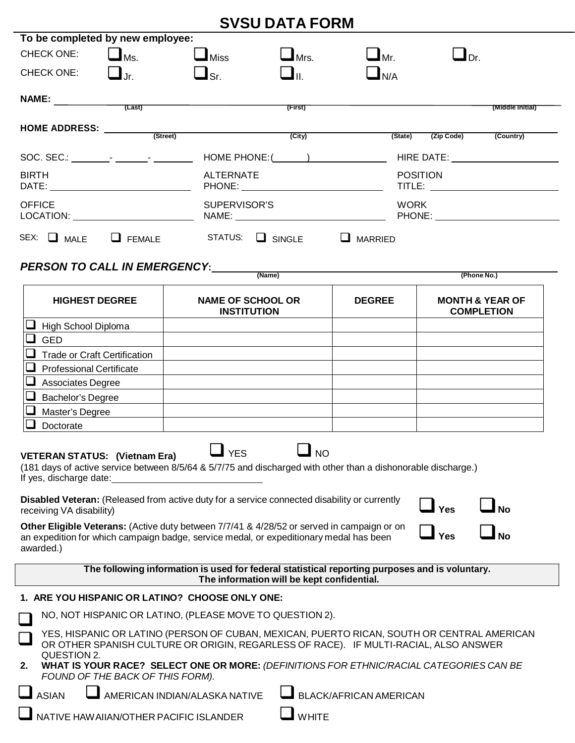# SVSU DATA FORM

**To be completed by new employee:**

CHECK ONE: ☐ Ms. ☐ Miss ☐ Mrs. ☐ Mr. ☐ Dr.

CHECK ONE: ☐ Jr. ☐ Sr. ☐ II. ☐ N/A

**NAME:** ____________ (Last) ____________ (First) ____________ (Middle Initial)

**HOME ADDRESS:** ____________ (Street) ____________ (City) ____________ (State) (Zip Code) (Country)

SOC. SEC.: ______ - ______ - ______ HOME PHONE: (______) ____________ HIRE DATE: ____________

BIRTH DATE: ____________ ALTERNATE PHONE: ____________ POSITION TITLE: ____________

OFFICE LOCATION: ____________ SUPERVISOR'S NAME: ____________ WORK PHONE: ____________

SEX: ☐ MALE ☐ FEMALE STATUS: ☐ SINGLE ☐ MARRIED

***PERSON TO CALL IN EMERGENCY*:** ____________ (Name) ____________ (Phone No.)

| HIGHEST DEGREE | NAME OF SCHOOL OR INSTITUTION | DEGREE | MONTH & YEAR OF COMPLETION |
|---|---|---|---|
| ☐ High School Diploma | | | |
| ☐ GED | | | |
| ☐ Trade or Craft Certification | | | |
| ☐ Professional Certificate | | | |
| ☐ Associates Degree | | | |
| ☐ Bachelor's Degree | | | |
| ☐ Master's Degree | | | |
| ☐ Doctorate | | | |

**VETERAN STATUS: (Vietnam Era)** ☐ YES ☐ NO
(181 days of active service between 8/5/64 & 5/7/75 and discharged with other than a dishonorable discharge.)
If yes, discharge date: ____________

**Disabled Veteran:** (Released from active duty for a service connected disability or currently receiving VA disability) ☐ **Yes** ☐ **No**

**Other Eligible Veterans:** (Active duty between 7/7/41 & 4/28/52 or served in campaign or on an expedition for which campaign badge, service medal, or expeditionary medal has been awarded.) ☐ **Yes** ☐ **No**

**The following information is used for federal statistical reporting purposes and is voluntary. The information will be kept confidential.**

**1. ARE YOU HISPANIC OR LATINO? CHOOSE ONLY ONE:**

☐ NO, NOT HISPANIC OR LATINO, (PLEASE MOVE TO QUESTION 2).

☐ YES, HISPANIC OR LATINO (PERSON OF CUBAN, MEXICAN, PUERTO RICAN, SOUTH OR CENTRAL AMERICAN OR OTHER SPANISH CULTURE OR ORIGIN, REGARLESS OF RACE). IF MULTI-RACIAL, ALSO ANSWER QUESTION 2.

**2. WHAT IS YOUR RACE? SELECT ONE OR MORE:** *(DEFINITIONS FOR ETHNIC/RACIAL CATEGORIES CAN BE FOUND OF THE BACK OF THIS FORM).*

☐ ASIAN ☐ AMERICAN INDIAN/ALASKA NATIVE ☐ BLACK/AFRICAN AMERICAN

☐ NATIVE HAWAIIAN/OTHER PACIFIC ISLANDER ☐ WHITE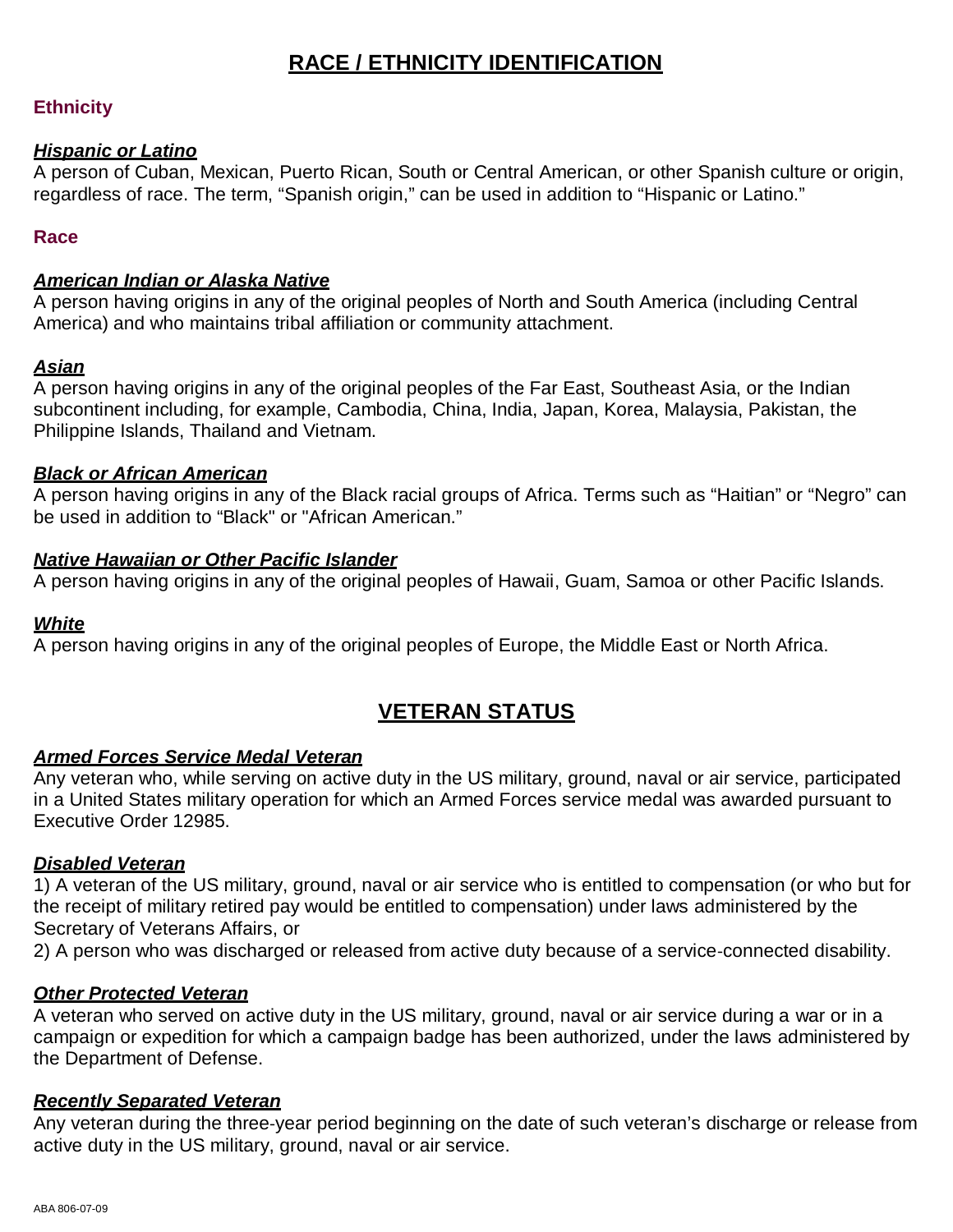# RACE / ETHNICITY IDENTIFICATION

## Ethnicity

### *Hispanic or Latino*

A person of Cuban, Mexican, Puerto Rican, South or Central American, or other Spanish culture or origin, regardless of race. The term, "Spanish origin," can be used in addition to "Hispanic or Latino."

## Race

### *American Indian or Alaska Native*

A person having origins in any of the original peoples of North and South America (including Central America) and who maintains tribal affiliation or community attachment.

### *Asian*

A person having origins in any of the original peoples of the Far East, Southeast Asia, or the Indian subcontinent including, for example, Cambodia, China, India, Japan, Korea, Malaysia, Pakistan, the Philippine Islands, Thailand and Vietnam.

### *Black or African American*

A person having origins in any of the Black racial groups of Africa. Terms such as "Haitian" or "Negro" can be used in addition to "Black" or "African American."

### *Native Hawaiian or Other Pacific Islander*

A person having origins in any of the original peoples of Hawaii, Guam, Samoa or other Pacific Islands.

### *White*

A person having origins in any of the original peoples of Europe, the Middle East or North Africa.

# VETERAN STATUS

### *Armed Forces Service Medal Veteran*

Any veteran who, while serving on active duty in the US military, ground, naval or air service, participated in a United States military operation for which an Armed Forces service medal was awarded pursuant to Executive Order 12985.

### *Disabled Veteran*

1) A veteran of the US military, ground, naval or air service who is entitled to compensation (or who but for the receipt of military retired pay would be entitled to compensation) under laws administered by the Secretary of Veterans Affairs, or

2) A person who was discharged or released from active duty because of a service-connected disability.

### *Other Protected Veteran*

A veteran who served on active duty in the US military, ground, naval or air service during a war or in a campaign or expedition for which a campaign badge has been authorized, under the laws administered by the Department of Defense.

### *Recently Separated Veteran*

Any veteran during the three-year period beginning on the date of such veteran's discharge or release from active duty in the US military, ground, naval or air service.

ABA 806-07-09